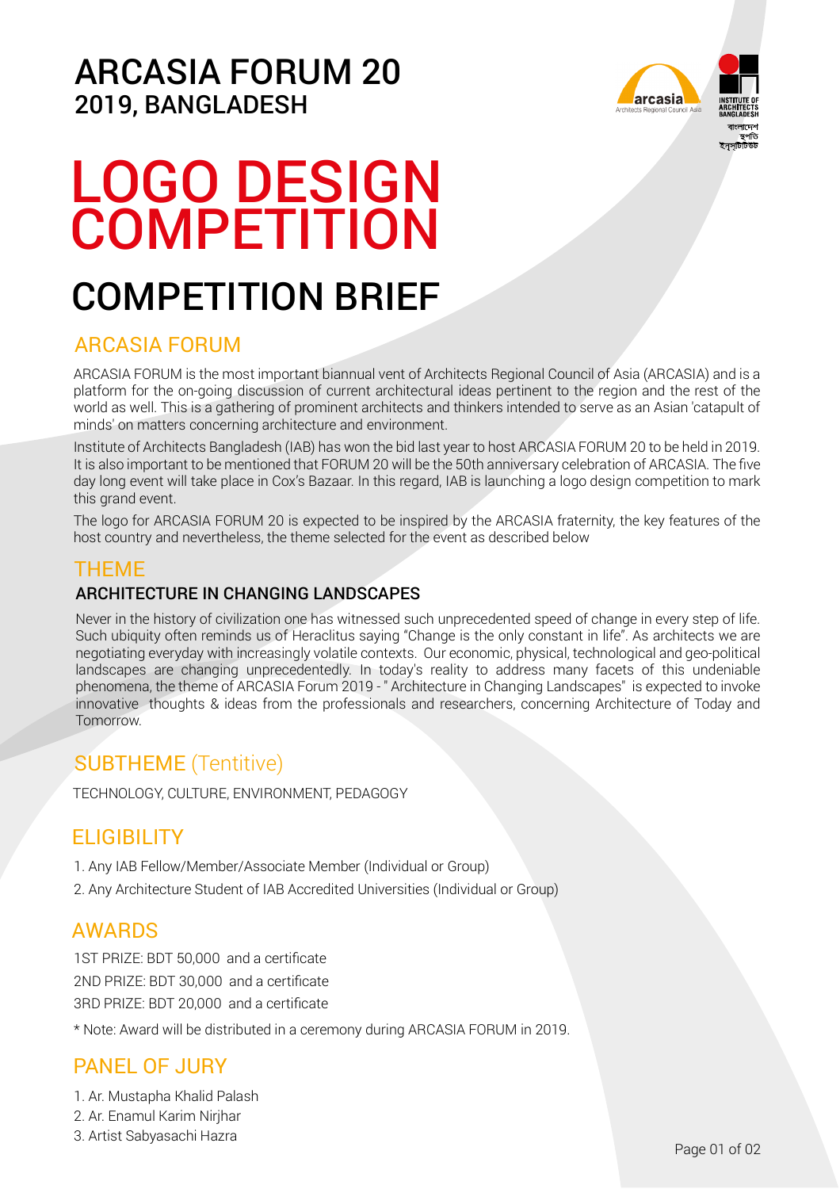# ARCASIA FORUM 20
## 2019, BANGLADESH

arcasia
Architects Regional Council Asia

INSTITUTE OF ARCHITECTS BANGLADESH
বাংলাদেশ স্থপতি ইন্সটিটিউট

# LOGO DESIGN COMPETITION

# COMPETITION BRIEF

## ARCASIA FORUM

ARCASIA FORUM is the most important biannual vent of Architects Regional Council of Asia (ARCASIA) and is a platform for the on-going discussion of current architectural ideas pertinent to the region and the rest of the world as well. This is a gathering of prominent architects and thinkers intended to serve as an Asian 'catapult of minds' on matters concerning architecture and environment.

Institute of Architects Bangladesh (IAB) has won the bid last year to host ARCASIA FORUM 20 to be held in 2019. It is also important to be mentioned that FORUM 20 will be the 50th anniversary celebration of ARCASIA. The five day long event will take place in Cox's Bazaar. In this regard, IAB is launching a logo design competition to mark this grand event.

The logo for ARCASIA FORUM 20 is expected to be inspired by the ARCASIA fraternity, the key features of the host country and nevertheless, the theme selected for the event as described below

## THEME

### ARCHITECTURE IN CHANGING LANDSCAPES

Never in the history of civilization one has witnessed such unprecedented speed of change in every step of life. Such ubiquity often reminds us of Heraclitus saying "Change is the only constant in life". As architects we are negotiating everyday with increasingly volatile contexts. Our economic, physical, technological and geo-political landscapes are changing unprecedentedly. In today's reality to address many facets of this undeniable phenomena, the theme of ARCASIA Forum 2019 - " Architecture in Changing Landscapes" is expected to invoke innovative thoughts & ideas from the professionals and researchers, concerning Architecture of Today and Tomorrow.

## SUBTHEME (Tentitive)

TECHNOLOGY, CULTURE, ENVIRONMENT, PEDAGOGY

## ELIGIBILITY

1. Any IAB Fellow/Member/Associate Member (Individual or Group)
2. Any Architecture Student of IAB Accredited Universities (Individual or Group)

## AWARDS

1ST PRIZE: BDT 50,000 and a certificate
2ND PRIZE: BDT 30,000 and a certificate
3RD PRIZE: BDT 20,000 and a certificate

* Note: Award will be distributed in a ceremony during ARCASIA FORUM in 2019.

## PANEL OF JURY

1. Ar. Mustapha Khalid Palash
2. Ar. Enamul Karim Nirjhar
3. Artist Sabyasachi Hazra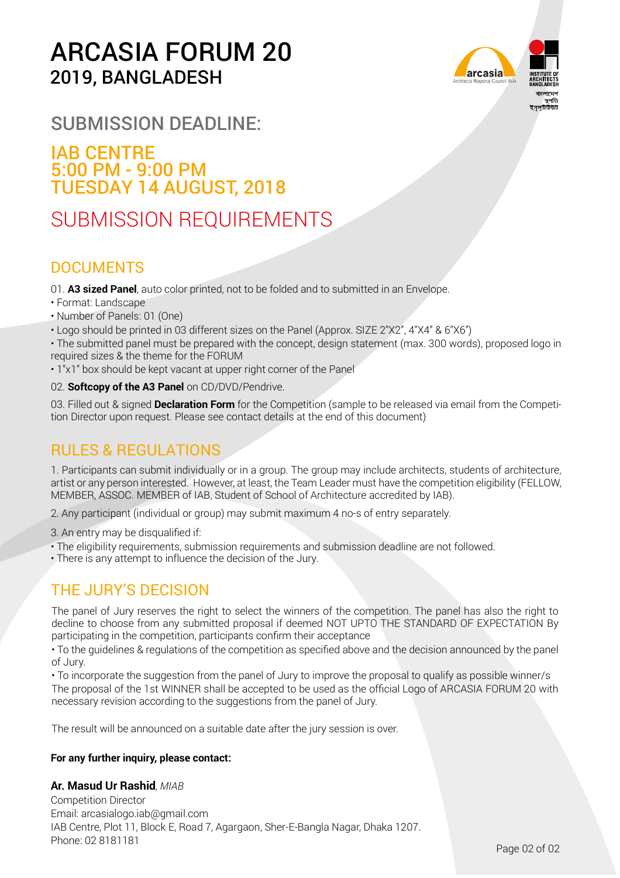# ARCASIA FORUM 20
## 2019, BANGLADESH

## SUBMISSION DEADLINE:

### IAB CENTRE
### 5:00 PM - 9:00 PM
### TUESDAY 14 AUGUST, 2018

# SUBMISSION REQUIREMENTS

## DOCUMENTS

01. **A3 sized Panel**, auto color printed, not to be folded and to submitted in an Envelope.
- Format: Landscape
- Number of Panels: 01 (One)
- Logo should be printed in 03 different sizes on the Panel (Approx. SIZE 2"X2", 4"X4" & 6"X6")
- The submitted panel must be prepared with the concept, design statement (max. 300 words), proposed logo in required sizes & the theme for the FORUM
- 1"x1" box should be kept vacant at upper right corner of the Panel

02. **Softcopy of the A3 Panel** on CD/DVD/Pendrive.

03. Filled out & signed **Declaration Form** for the Competition (sample to be released via email from the Competition Director upon request. Please see contact details at the end of this document)

## RULES & REGULATIONS

1. Participants can submit individually or in a group. The group may include architects, students of architecture, artist or any person interested. However, at least, the Team Leader must have the competition eligibility (FELLOW, MEMBER, ASSOC. MEMBER of IAB, Student of School of Architecture accredited by IAB).

2. Any participant (individual or group) may submit maximum 4 no-s of entry separately.

3. An entry may be disqualified if:
- The eligibility requirements, submission requirements and submission deadline are not followed.
- There is any attempt to influence the decision of the Jury.

## THE JURY'S DECISION

The panel of Jury reserves the right to select the winners of the competition. The panel has also the right to decline to choose from any submitted proposal if deemed NOT UPTO THE STANDARD OF EXPECTATION By participating in the competition, participants confirm their acceptance
- To the guidelines & regulations of the competition as specified above and the decision announced by the panel of Jury.
- To incorporate the suggestion from the panel of Jury to improve the proposal to qualify as possible winner/s

The proposal of the 1st WINNER shall be accepted to be used as the official Logo of ARCASIA FORUM 20 with necessary revision according to the suggestions from the panel of Jury.

The result will be announced on a suitable date after the jury session is over.

**For any further inquiry, please contact:**

**Ar. Masud Ur Rashid**, *MIAB*
Competition Director
Email: arcasialogo.iab@gmail.com
IAB Centre, Plot 11, Block E, Road 7, Agargaon, Sher-E-Bangla Nagar, Dhaka 1207.
Phone: 02 8181181